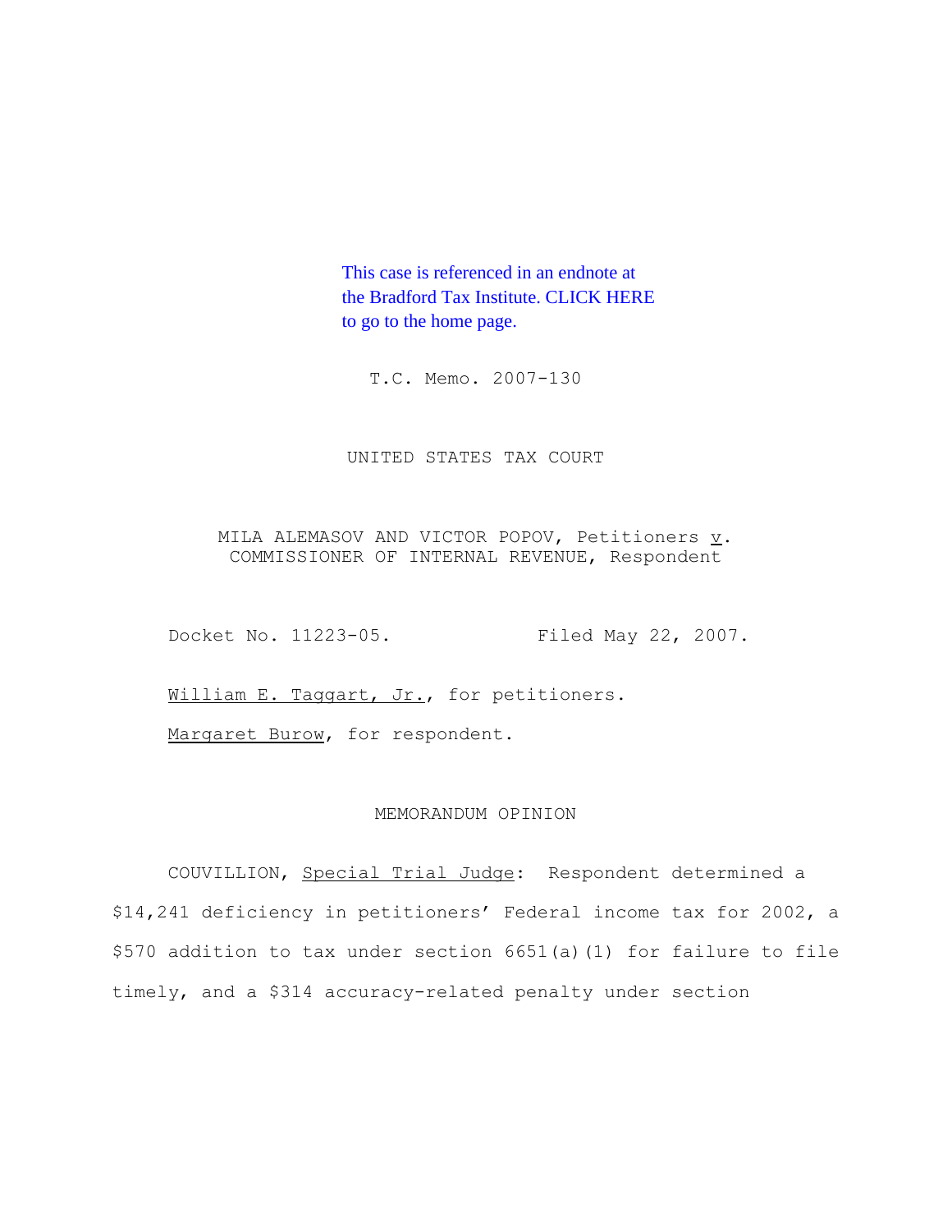This case is referenced in an endnote at the Bradford Tax Institute. CLICK HERE to go to the home page.

T.C. Memo. 2007-130

UNITED STATES TAX COURT

MILA ALEMASOV AND VICTOR POPOV, Petitioners *v*. COMMISSIONER OF INTERNAL REVENUE, Respondent

Docket No. 11223-05. Filed May 22, 2007.

William E. Taggart, Jr., for petitioners.

Margaret Burow, for respondent.

MEMORANDUM OPINION

COUVILLION, *Special Trial Judge*: Respondent determined a $14,241 deficiency in petitioners' Federal income tax for 2002, a $570 addition to tax under section 6651(a)(1) for failure to file timely, and a $314 accuracy-related penalty under section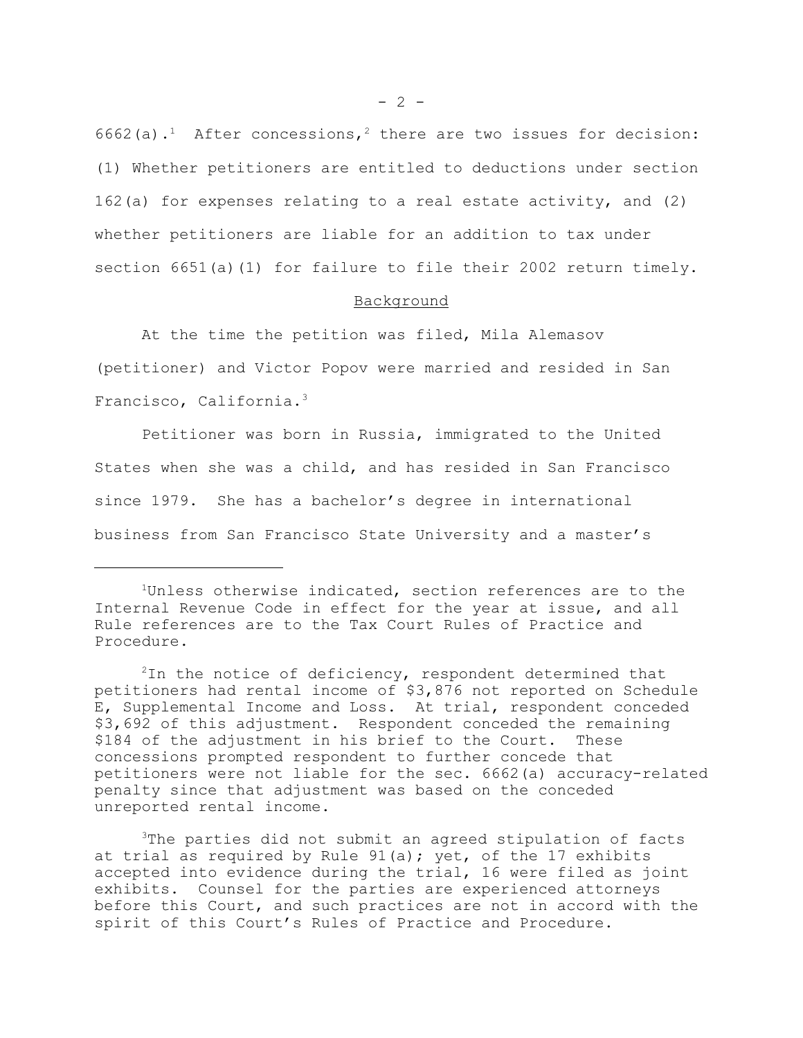6662(a).[1] After concessions,[2] there are two issues for decision: (1) Whether petitioners are entitled to deductions under section 162(a) for expenses relating to a real estate activity, and (2) whether petitioners are liable for an addition to tax under section 6651(a)(1) for failure to file their 2002 return timely.

## Background

At the time the petition was filed, Mila Alemasov (petitioner) and Victor Popov were married and resided in San Francisco, California.[3]

Petitioner was born in Russia, immigrated to the United States when she was a child, and has resided in San Francisco since 1979. She has a bachelor's degree in international business from San Francisco State University and a master's

---

[1]Unless otherwise indicated, section references are to the Internal Revenue Code in effect for the year at issue, and all Rule references are to the Tax Court Rules of Practice and Procedure.

[2]In the notice of deficiency, respondent determined that petitioners had rental income of $3,876 not reported on Schedule E, Supplemental Income and Loss. At trial, respondent conceded $3,692 of this adjustment. Respondent conceded the remaining $184 of the adjustment in his brief to the Court. These concessions prompted respondent to further concede that petitioners were not liable for the sec. 6662(a) accuracy-related penalty since that adjustment was based on the conceded unreported rental income.

[3]The parties did not submit an agreed stipulation of facts at trial as required by Rule 91(a); yet, of the 17 exhibits accepted into evidence during the trial, 16 were filed as joint exhibits. Counsel for the parties are experienced attorneys before this Court, and such practices are not in accord with the spirit of this Court's Rules of Practice and Procedure.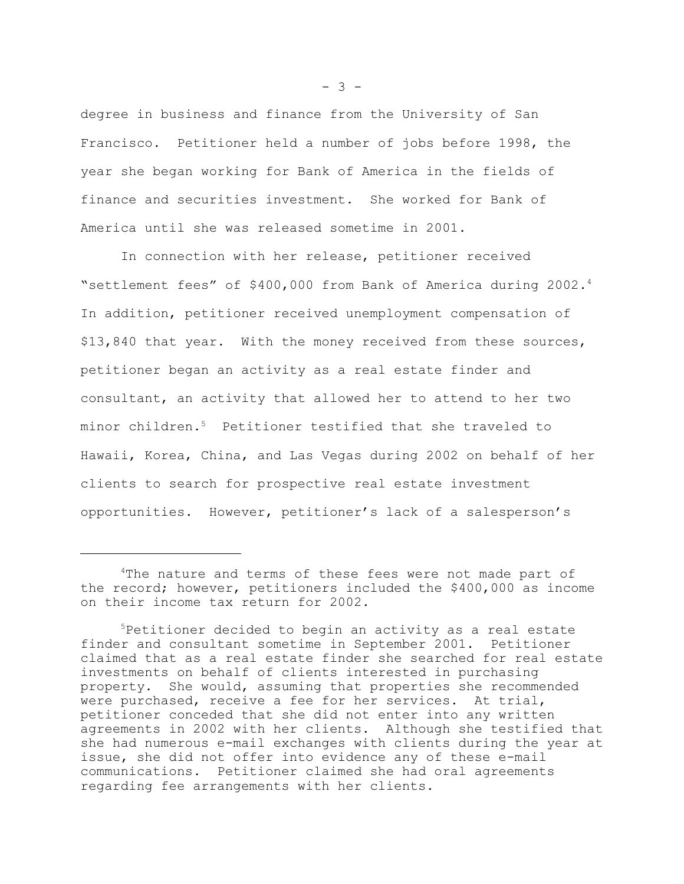degree in business and finance from the University of San Francisco. Petitioner held a number of jobs before 1998, the year she began working for Bank of America in the fields of finance and securities investment. She worked for Bank of America until she was released sometime in 2001.

In connection with her release, petitioner received "settlement fees" of $400,000 from Bank of America during 2002.[4] In addition, petitioner received unemployment compensation of $13,840 that year. With the money received from these sources, petitioner began an activity as a real estate finder and consultant, an activity that allowed her to attend to her two minor children.[5] Petitioner testified that she traveled to Hawaii, Korea, China, and Las Vegas during 2002 on behalf of her clients to search for prospective real estate investment opportunities. However, petitioner's lack of a salesperson's

---

[4]The nature and terms of these fees were not made part of the record; however, petitioners included the $400,000 as income on their income tax return for 2002.

[5]Petitioner decided to begin an activity as a real estate finder and consultant sometime in September 2001. Petitioner claimed that as a real estate finder she searched for real estate investments on behalf of clients interested in purchasing property. She would, assuming that properties she recommended were purchased, receive a fee for her services. At trial, petitioner conceded that she did not enter into any written agreements in 2002 with her clients. Although she testified that she had numerous e-mail exchanges with clients during the year at issue, she did not offer into evidence any of these e-mail communications. Petitioner claimed she had oral agreements regarding fee arrangements with her clients.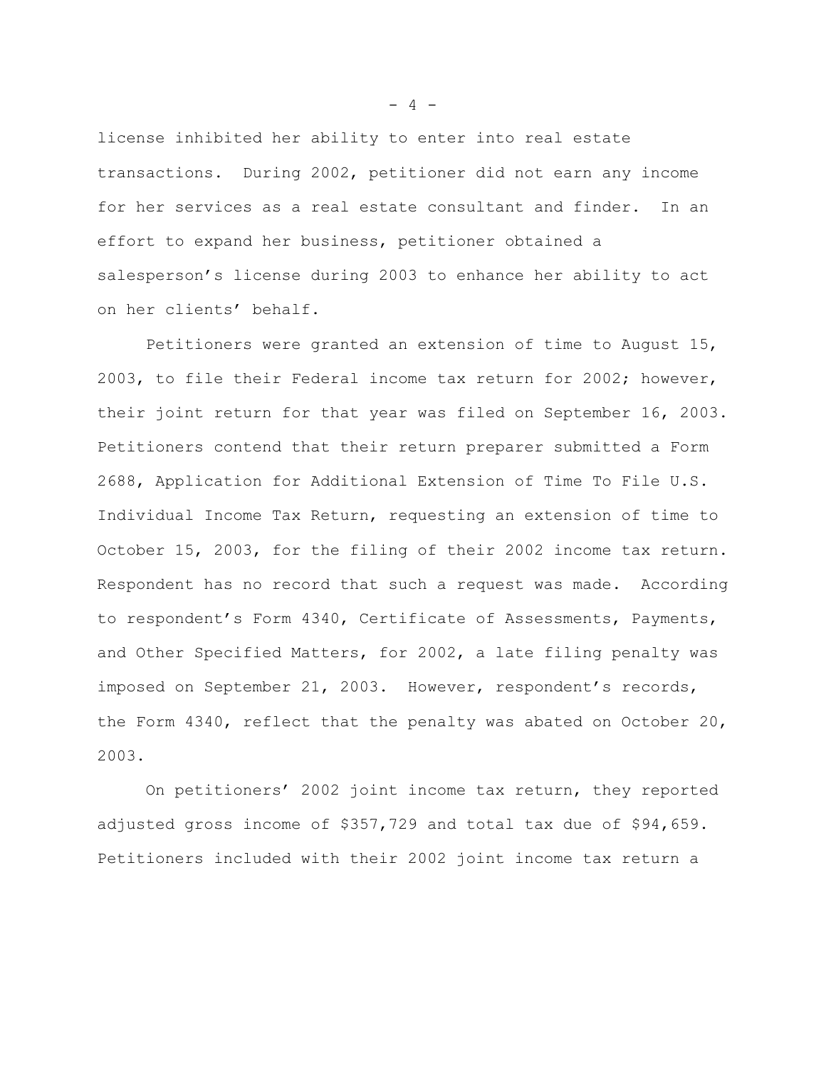license inhibited her ability to enter into real estate transactions. During 2002, petitioner did not earn any income for her services as a real estate consultant and finder. In an effort to expand her business, petitioner obtained a salesperson's license during 2003 to enhance her ability to act on her clients' behalf.

Petitioners were granted an extension of time to August 15, 2003, to file their Federal income tax return for 2002; however, their joint return for that year was filed on September 16, 2003. Petitioners contend that their return preparer submitted a Form 2688, Application for Additional Extension of Time To File U.S. Individual Income Tax Return, requesting an extension of time to October 15, 2003, for the filing of their 2002 income tax return. Respondent has no record that such a request was made. According to respondent's Form 4340, Certificate of Assessments, Payments, and Other Specified Matters, for 2002, a late filing penalty was imposed on September 21, 2003. However, respondent's records, the Form 4340, reflect that the penalty was abated on October 20, 2003.

On petitioners' 2002 joint income tax return, they reported adjusted gross income of $357,729 and total tax due of $94,659. Petitioners included with their 2002 joint income tax return a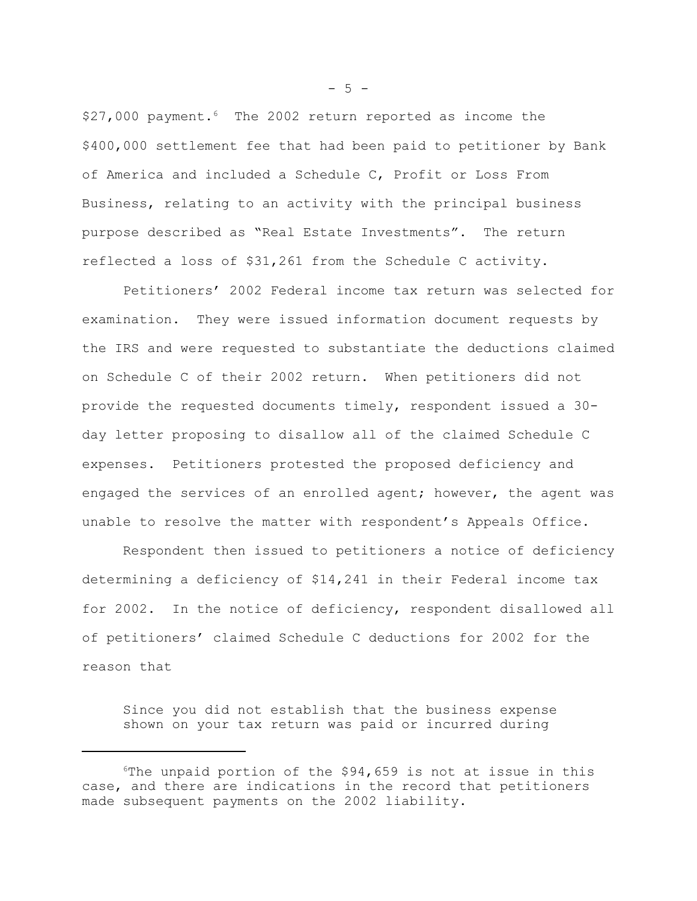$27,000 payment.[6] The 2002 return reported as income the $400,000 settlement fee that had been paid to petitioner by Bank of America and included a Schedule C, Profit or Loss From Business, relating to an activity with the principal business purpose described as "Real Estate Investments". The return reflected a loss of $31,261 from the Schedule C activity.

Petitioners' 2002 Federal income tax return was selected for examination. They were issued information document requests by the IRS and were requested to substantiate the deductions claimed on Schedule C of their 2002 return. When petitioners did not provide the requested documents timely, respondent issued a 30-day letter proposing to disallow all of the claimed Schedule C expenses. Petitioners protested the proposed deficiency and engaged the services of an enrolled agent; however, the agent was unable to resolve the matter with respondent's Appeals Office.

Respondent then issued to petitioners a notice of deficiency determining a deficiency of $14,241 in their Federal income tax for 2002. In the notice of deficiency, respondent disallowed all of petitioners' claimed Schedule C deductions for 2002 for the reason that

> Since you did not establish that the business expense shown on your tax return was paid or incurred during

---

[6] The unpaid portion of the $94,659 is not at issue in this case, and there are indications in the record that petitioners made subsequent payments on the 2002 liability.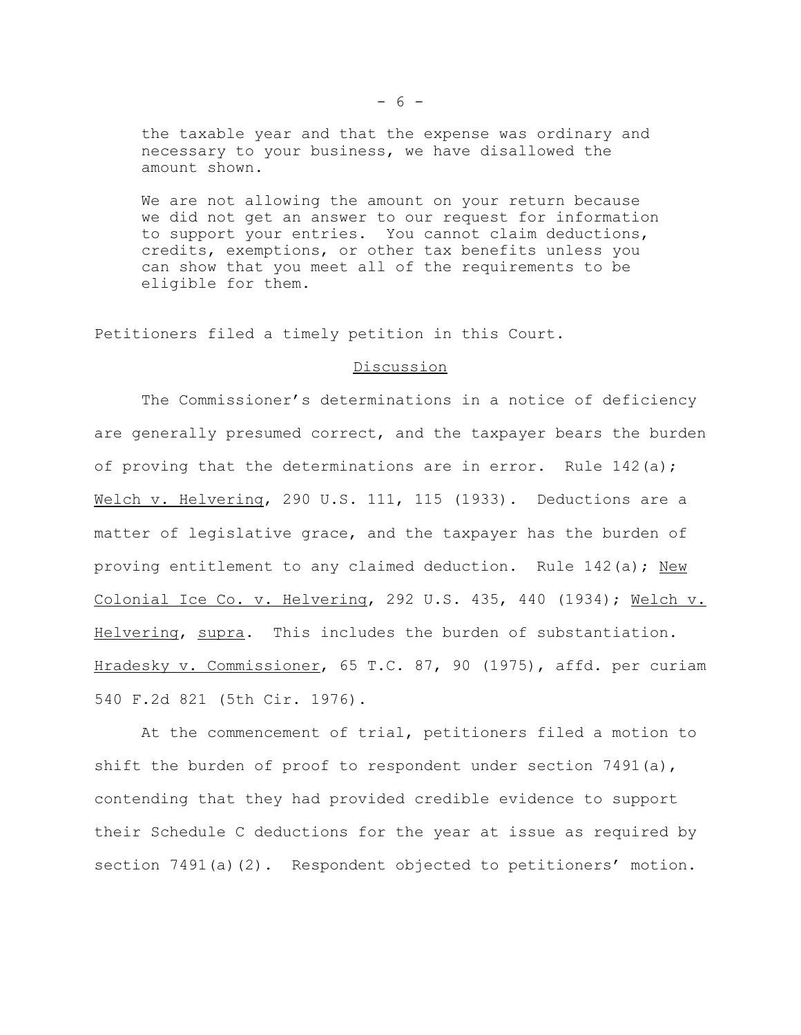> the taxable year and that the expense was ordinary and necessary to your business, we have disallowed the amount shown.
>
> We are not allowing the amount on your return because we did not get an answer to our request for information to support your entries. You cannot claim deductions, credits, exemptions, or other tax benefits unless you can show that you meet all of the requirements to be eligible for them.

Petitioners filed a timely petition in this Court.

## Discussion

The Commissioner's determinations in a notice of deficiency are generally presumed correct, and the taxpayer bears the burden of proving that the determinations are in error. Rule 142(a); Welch v. Helvering, 290 U.S. 111, 115 (1933). Deductions are a matter of legislative grace, and the taxpayer has the burden of proving entitlement to any claimed deduction. Rule 142(a); New Colonial Ice Co. v. Helvering, 292 U.S. 435, 440 (1934); Welch v. Helvering, supra. This includes the burden of substantiation. Hradesky v. Commissioner, 65 T.C. 87, 90 (1975), affd. per curiam 540 F.2d 821 (5th Cir. 1976).

At the commencement of trial, petitioners filed a motion to shift the burden of proof to respondent under section 7491(a), contending that they had provided credible evidence to support their Schedule C deductions for the year at issue as required by section 7491(a)(2). Respondent objected to petitioners' motion.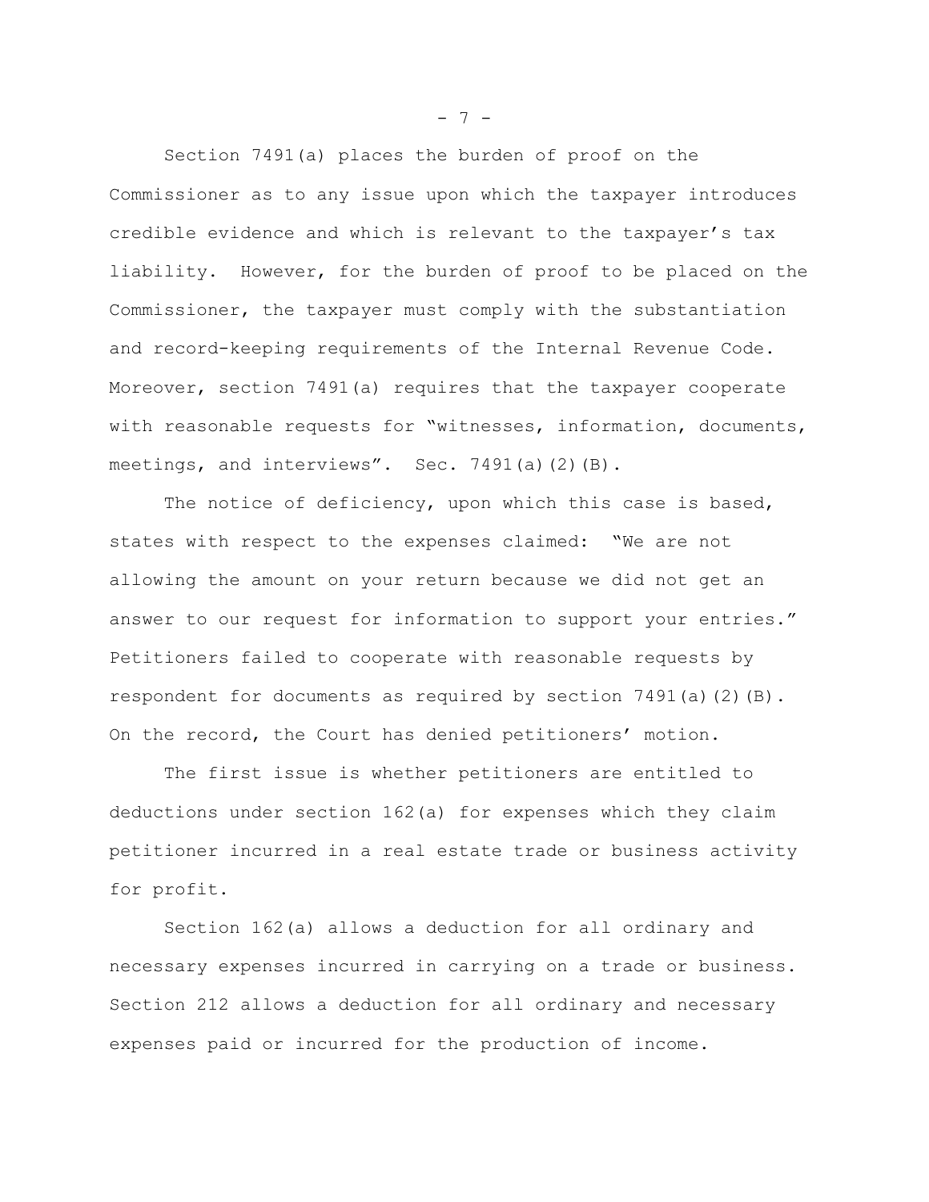Section 7491(a) places the burden of proof on the Commissioner as to any issue upon which the taxpayer introduces credible evidence and which is relevant to the taxpayer's tax liability. However, for the burden of proof to be placed on the Commissioner, the taxpayer must comply with the substantiation and record-keeping requirements of the Internal Revenue Code. Moreover, section 7491(a) requires that the taxpayer cooperate with reasonable requests for "witnesses, information, documents, meetings, and interviews". Sec. 7491(a)(2)(B).

The notice of deficiency, upon which this case is based, states with respect to the expenses claimed: "We are not allowing the amount on your return because we did not get an answer to our request for information to support your entries." Petitioners failed to cooperate with reasonable requests by respondent for documents as required by section 7491(a)(2)(B). On the record, the Court has denied petitioners' motion.

The first issue is whether petitioners are entitled to deductions under section 162(a) for expenses which they claim petitioner incurred in a real estate trade or business activity for profit.

Section 162(a) allows a deduction for all ordinary and necessary expenses incurred in carrying on a trade or business. Section 212 allows a deduction for all ordinary and necessary expenses paid or incurred for the production of income.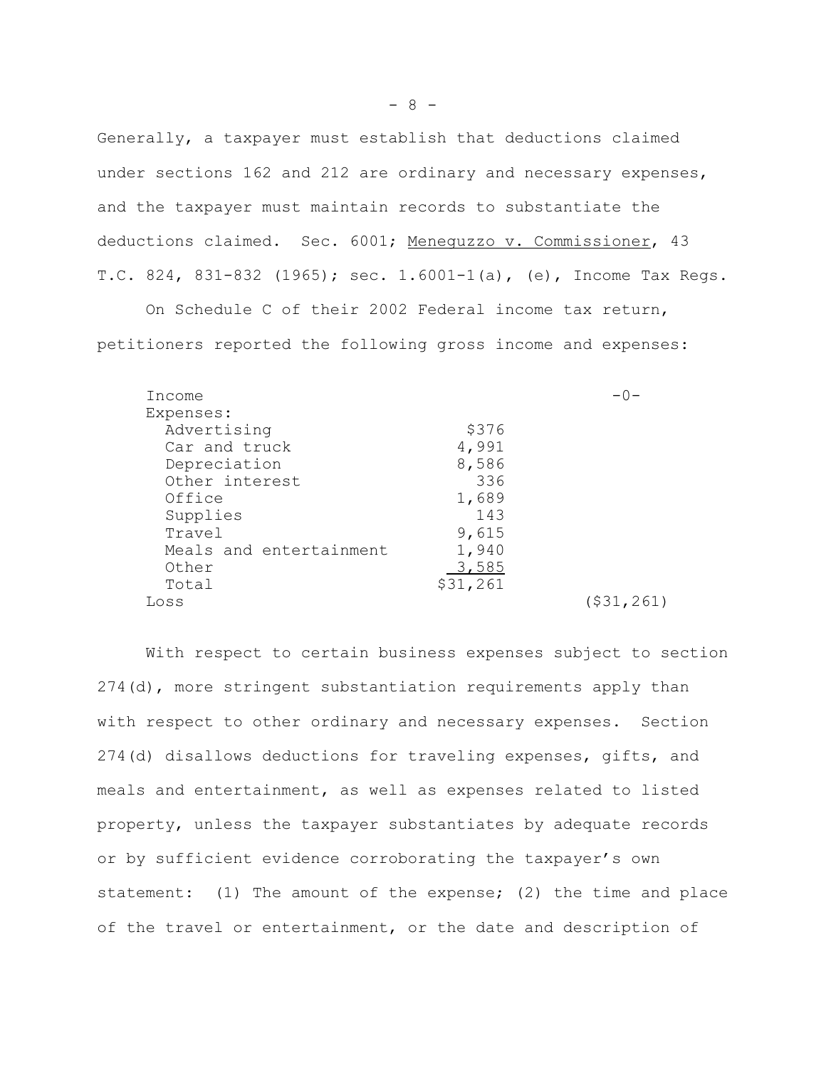Generally, a taxpayer must establish that deductions claimed under sections 162 and 212 are ordinary and necessary expenses, and the taxpayer must maintain records to substantiate the deductions claimed. Sec. 6001; Meneguzzo v. Commissioner, 43 T.C. 824, 831-832 (1965); sec. 1.6001-1(a), (e), Income Tax Regs.

On Schedule C of their 2002 Federal income tax return, petitioners reported the following gross income and expenses:

| | | |
|---|---|---|
| Income | | -0- |
| Expenses: | | |
| Advertising | $376 | |
| Car and truck | 4,991 | |
| Depreciation | 8,586 | |
| Other interest | 336 | |
| Office | 1,689 | |
| Supplies | 143 | |
| Travel | 9,615 | |
| Meals and entertainment | 1,940 | |
| Other | 3,585 | |
| Total | $31,261 | |
| Loss | | ($31,261) |

With respect to certain business expenses subject to section 274(d), more stringent substantiation requirements apply than with respect to other ordinary and necessary expenses. Section 274(d) disallows deductions for traveling expenses, gifts, and meals and entertainment, as well as expenses related to listed property, unless the taxpayer substantiates by adequate records or by sufficient evidence corroborating the taxpayer's own statement: (1) The amount of the expense; (2) the time and place of the travel or entertainment, or the date and description of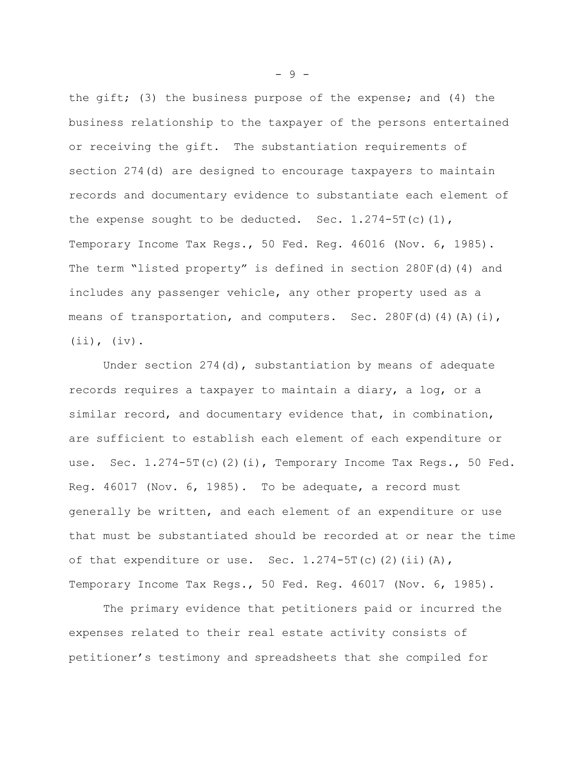the gift; (3) the business purpose of the expense; and (4) the business relationship to the taxpayer of the persons entertained or receiving the gift. The substantiation requirements of section 274(d) are designed to encourage taxpayers to maintain records and documentary evidence to substantiate each element of the expense sought to be deducted. Sec. 1.274-5T(c)(1), Temporary Income Tax Regs., 50 Fed. Reg. 46016 (Nov. 6, 1985). The term "listed property" is defined in section 280F(d)(4) and includes any passenger vehicle, any other property used as a means of transportation, and computers. Sec. 280F(d)(4)(A)(i), (ii), (iv).

Under section 274(d), substantiation by means of adequate records requires a taxpayer to maintain a diary, a log, or a similar record, and documentary evidence that, in combination, are sufficient to establish each element of each expenditure or use. Sec. 1.274-5T(c)(2)(i), Temporary Income Tax Regs., 50 Fed. Reg. 46017 (Nov. 6, 1985). To be adequate, a record must generally be written, and each element of an expenditure or use that must be substantiated should be recorded at or near the time of that expenditure or use. Sec. 1.274-5T(c)(2)(ii)(A), Temporary Income Tax Regs., 50 Fed. Reg. 46017 (Nov. 6, 1985).

The primary evidence that petitioners paid or incurred the expenses related to their real estate activity consists of petitioner's testimony and spreadsheets that she compiled for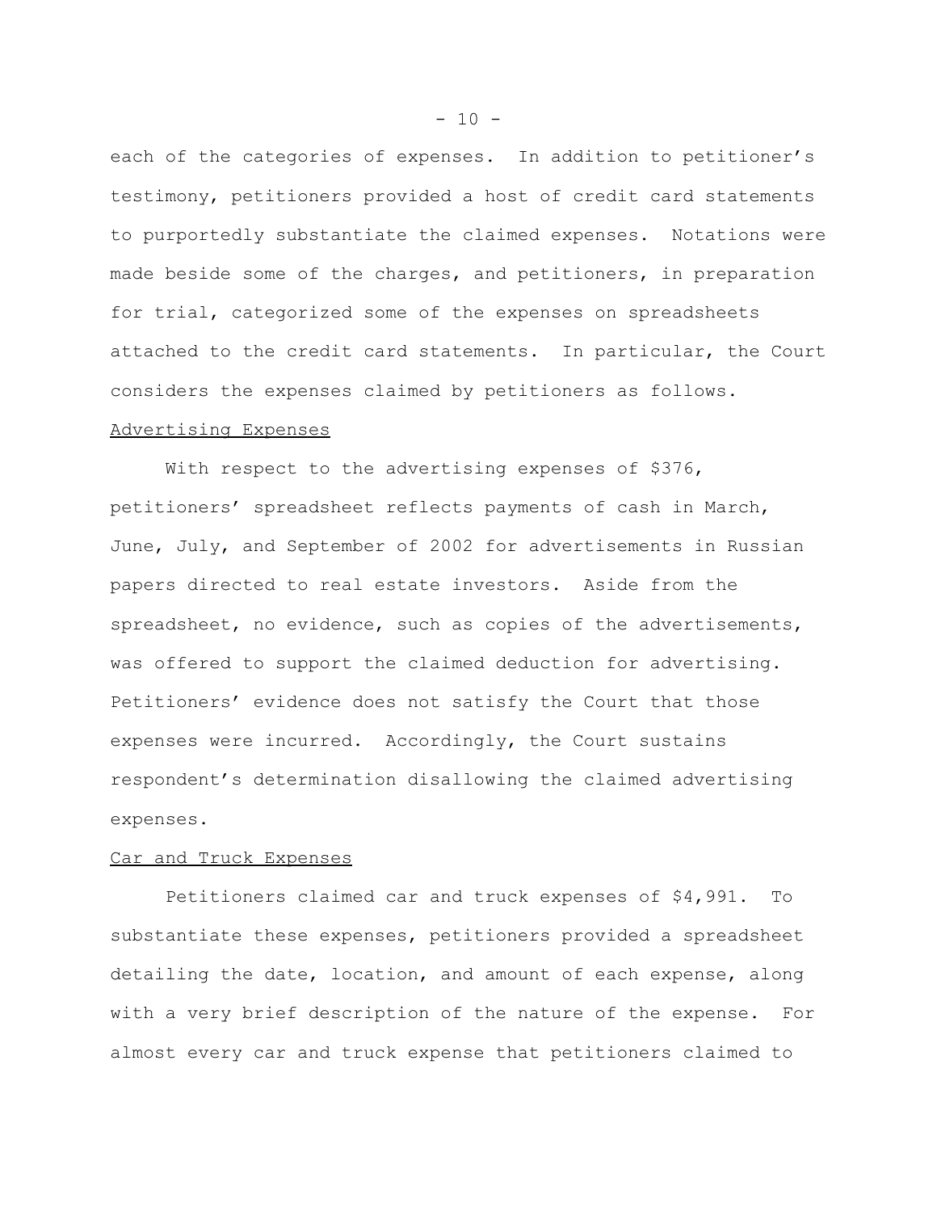each of the categories of expenses. In addition to petitioner's testimony, petitioners provided a host of credit card statements to purportedly substantiate the claimed expenses. Notations were made beside some of the charges, and petitioners, in preparation for trial, categorized some of the expenses on spreadsheets attached to the credit card statements. In particular, the Court considers the expenses claimed by petitioners as follows.

Advertising Expenses

With respect to the advertising expenses of $376, petitioners' spreadsheet reflects payments of cash in March, June, July, and September of 2002 for advertisements in Russian papers directed to real estate investors. Aside from the spreadsheet, no evidence, such as copies of the advertisements, was offered to support the claimed deduction for advertising. Petitioners' evidence does not satisfy the Court that those expenses were incurred. Accordingly, the Court sustains respondent's determination disallowing the claimed advertising expenses.

Car and Truck Expenses

Petitioners claimed car and truck expenses of $4,991. To substantiate these expenses, petitioners provided a spreadsheet detailing the date, location, and amount of each expense, along with a very brief description of the nature of the expense. For almost every car and truck expense that petitioners claimed to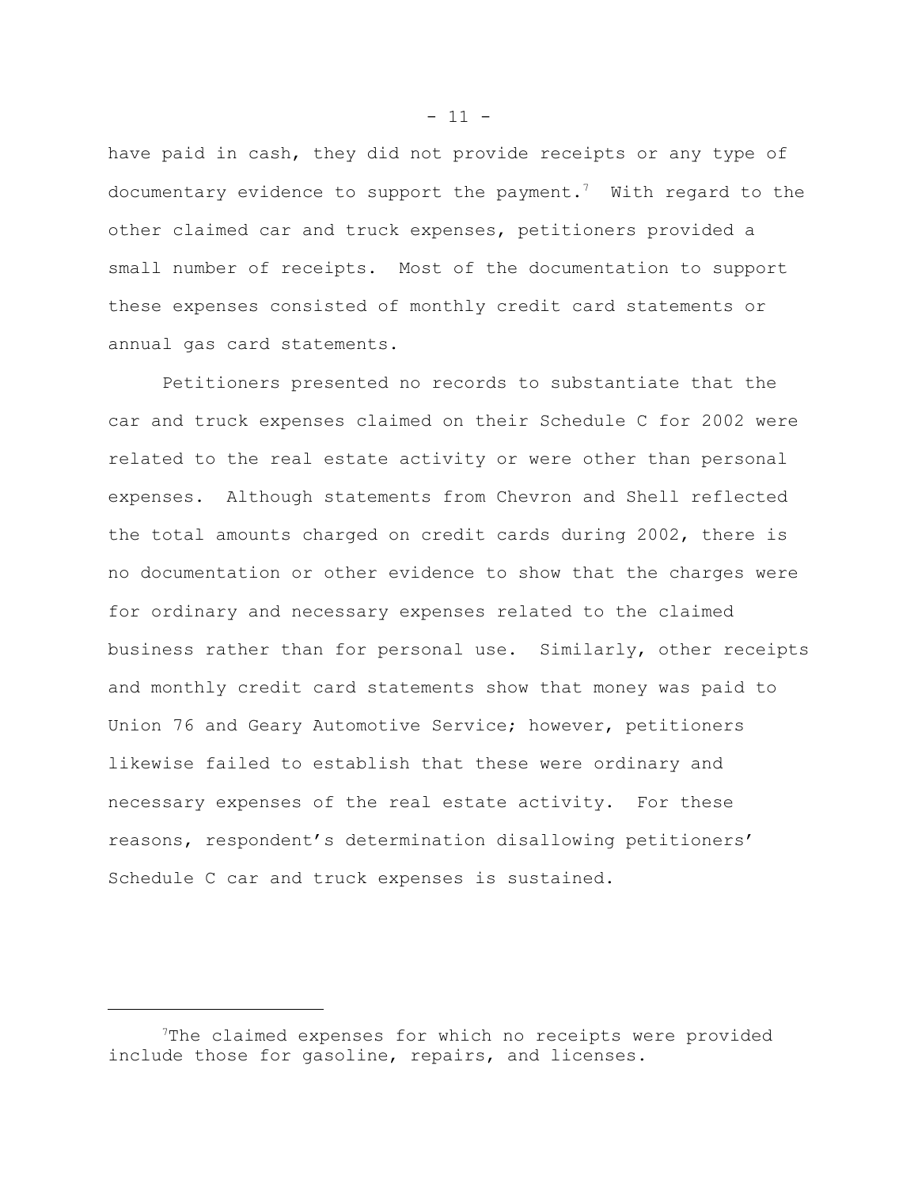have paid in cash, they did not provide receipts or any type of documentary evidence to support the payment.[7] With regard to the other claimed car and truck expenses, petitioners provided a small number of receipts. Most of the documentation to support these expenses consisted of monthly credit card statements or annual gas card statements.

Petitioners presented no records to substantiate that the car and truck expenses claimed on their Schedule C for 2002 were related to the real estate activity or were other than personal expenses. Although statements from Chevron and Shell reflected the total amounts charged on credit cards during 2002, there is no documentation or other evidence to show that the charges were for ordinary and necessary expenses related to the claimed business rather than for personal use. Similarly, other receipts and monthly credit card statements show that money was paid to Union 76 and Geary Automotive Service; however, petitioners likewise failed to establish that these were ordinary and necessary expenses of the real estate activity. For these reasons, respondent's determination disallowing petitioners' Schedule C car and truck expenses is sustained.

---

[7] The claimed expenses for which no receipts were provided include those for gasoline, repairs, and licenses.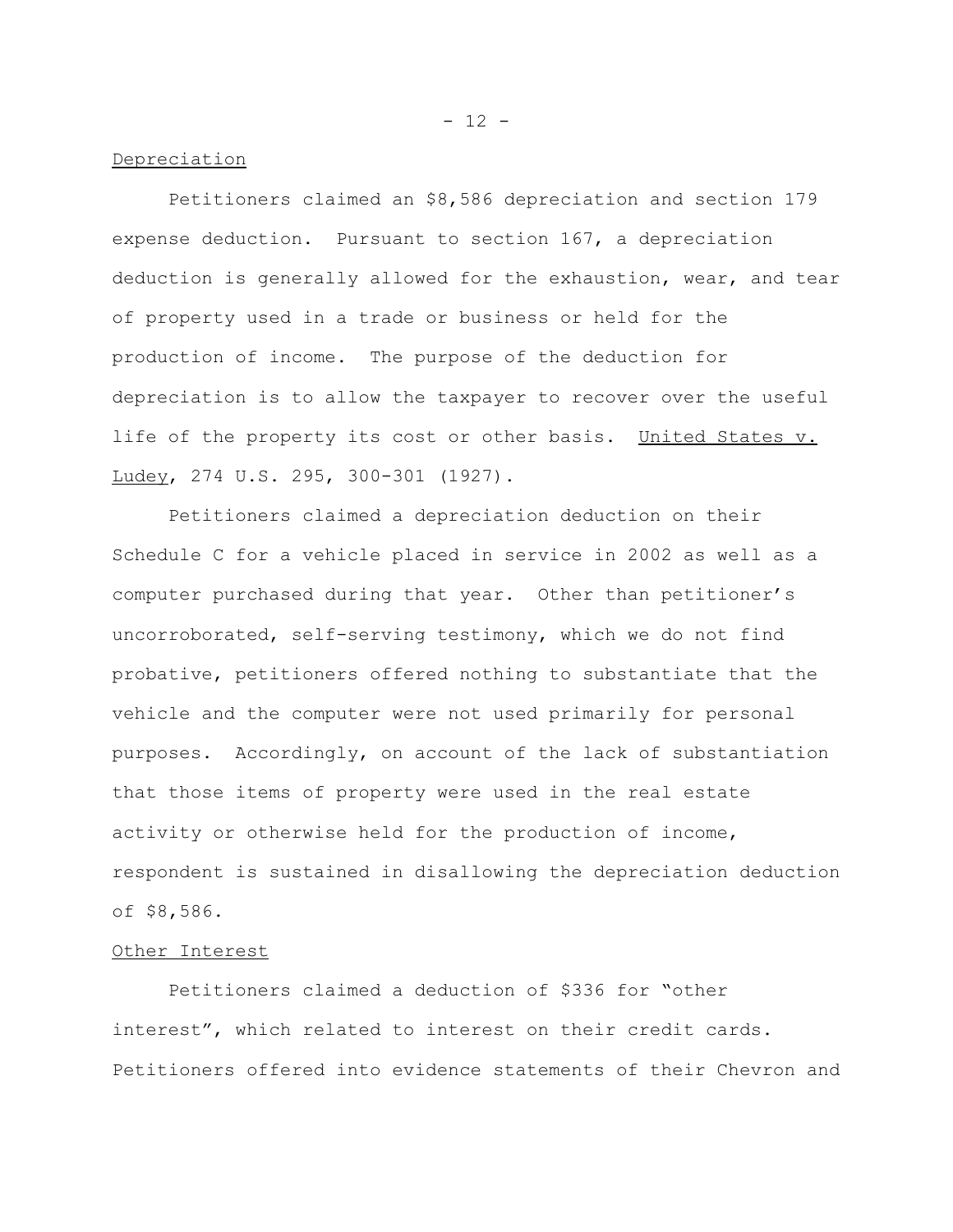Depreciation

Petitioners claimed an $8,586 depreciation and section 179 expense deduction. Pursuant to section 167, a depreciation deduction is generally allowed for the exhaustion, wear, and tear of property used in a trade or business or held for the production of income. The purpose of the deduction for depreciation is to allow the taxpayer to recover over the useful life of the property its cost or other basis. United States v. Ludey, 274 U.S. 295, 300-301 (1927).

Petitioners claimed a depreciation deduction on their Schedule C for a vehicle placed in service in 2002 as well as a computer purchased during that year. Other than petitioner's uncorroborated, self-serving testimony, which we do not find probative, petitioners offered nothing to substantiate that the vehicle and the computer were not used primarily for personal purposes. Accordingly, on account of the lack of substantiation that those items of property were used in the real estate activity or otherwise held for the production of income, respondent is sustained in disallowing the depreciation deduction of $8,586.

Other Interest

Petitioners claimed a deduction of $336 for "other interest", which related to interest on their credit cards. Petitioners offered into evidence statements of their Chevron and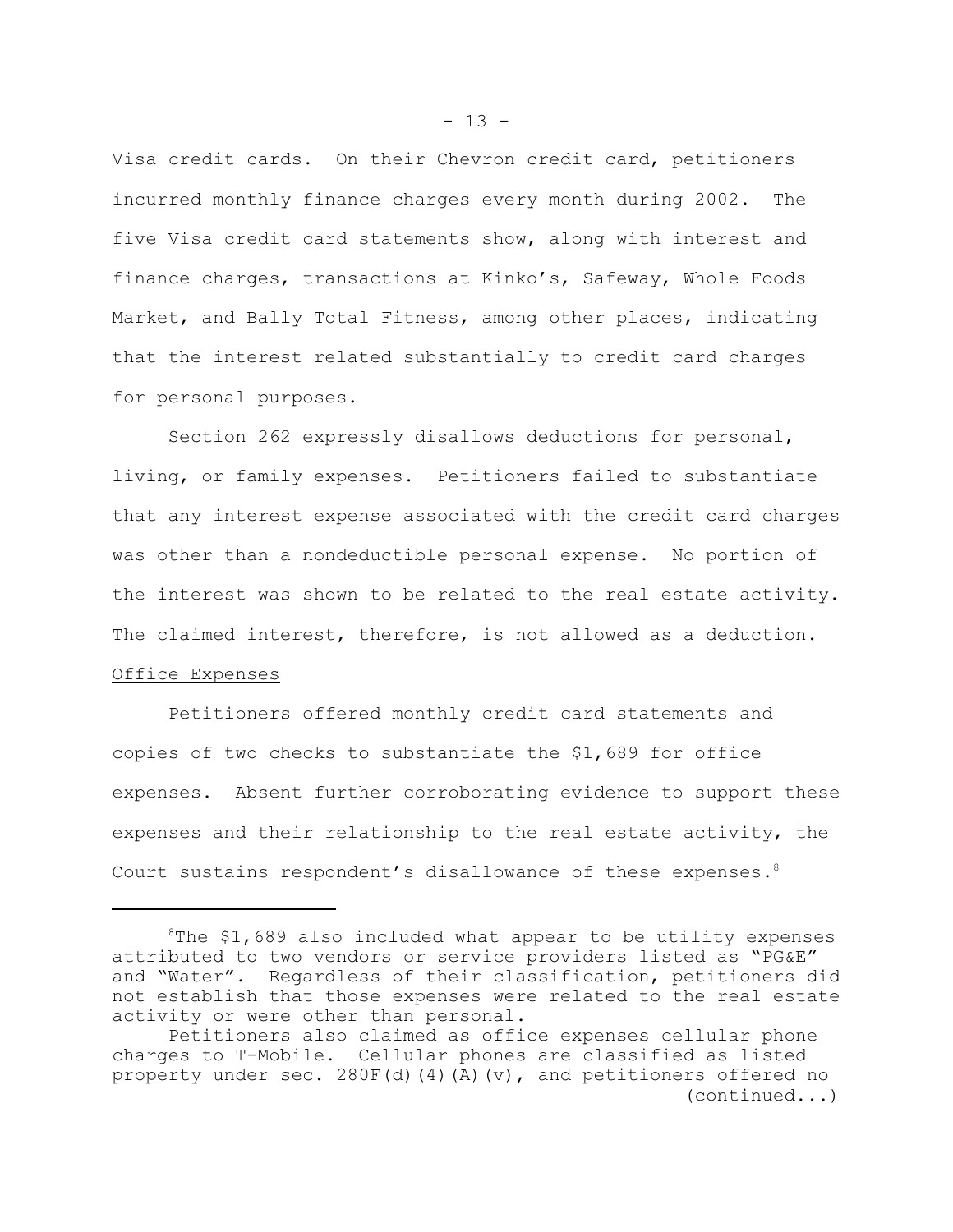Visa credit cards. On their Chevron credit card, petitioners incurred monthly finance charges every month during 2002. The five Visa credit card statements show, along with interest and finance charges, transactions at Kinko's, Safeway, Whole Foods Market, and Bally Total Fitness, among other places, indicating that the interest related substantially to credit card charges for personal purposes.

Section 262 expressly disallows deductions for personal, living, or family expenses. Petitioners failed to substantiate that any interest expense associated with the credit card charges was other than a nondeductible personal expense. No portion of the interest was shown to be related to the real estate activity. The claimed interest, therefore, is not allowed as a deduction.

Office Expenses

Petitioners offered monthly credit card statements and copies of two checks to substantiate the $1,689 for office expenses. Absent further corroborating evidence to support these expenses and their relationship to the real estate activity, the Court sustains respondent's disallowance of these expenses.[8]

---

[8]The $1,689 also included what appear to be utility expenses attributed to two vendors or service providers listed as "PG&E" and "Water". Regardless of their classification, petitioners did not establish that those expenses were related to the real estate activity or were other than personal.

Petitioners also claimed as office expenses cellular phone charges to T-Mobile. Cellular phones are classified as listed property under sec. 280F(d)(4)(A)(v), and petitioners offered no (continued...)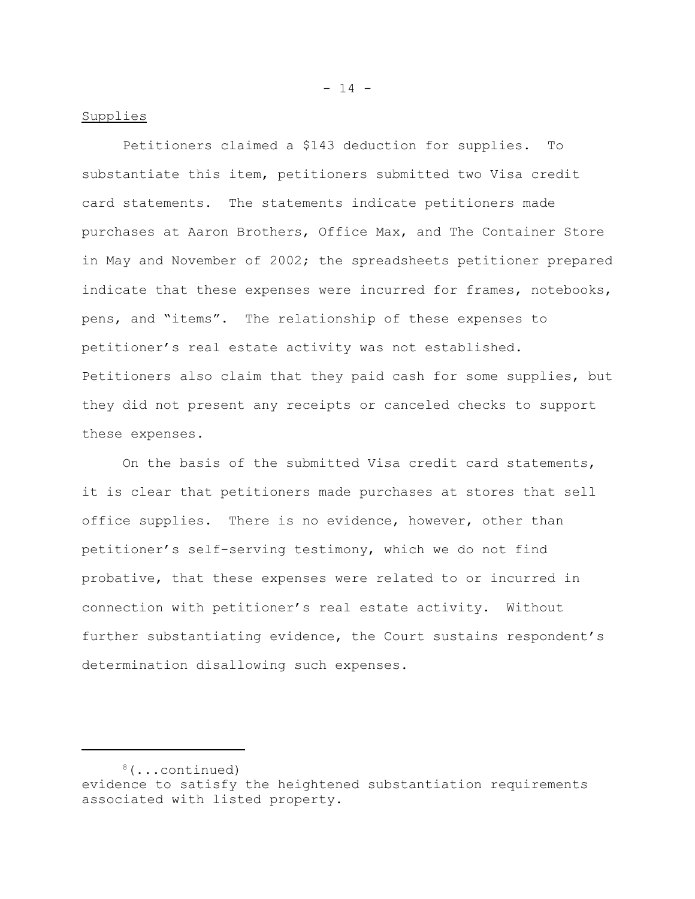Supplies

Petitioners claimed a $143 deduction for supplies. To substantiate this item, petitioners submitted two Visa credit card statements. The statements indicate petitioners made purchases at Aaron Brothers, Office Max, and The Container Store in May and November of 2002; the spreadsheets petitioner prepared indicate that these expenses were incurred for frames, notebooks, pens, and "items". The relationship of these expenses to petitioner's real estate activity was not established. Petitioners also claim that they paid cash for some supplies, but they did not present any receipts or canceled checks to support these expenses.

On the basis of the submitted Visa credit card statements, it is clear that petitioners made purchases at stores that sell office supplies. There is no evidence, however, other than petitioner's self-serving testimony, which we do not find probative, that these expenses were related to or incurred in connection with petitioner's real estate activity. Without further substantiating evidence, the Court sustains respondent's determination disallowing such expenses.

---

[8](...continued) evidence to satisfy the heightened substantiation requirements associated with listed property.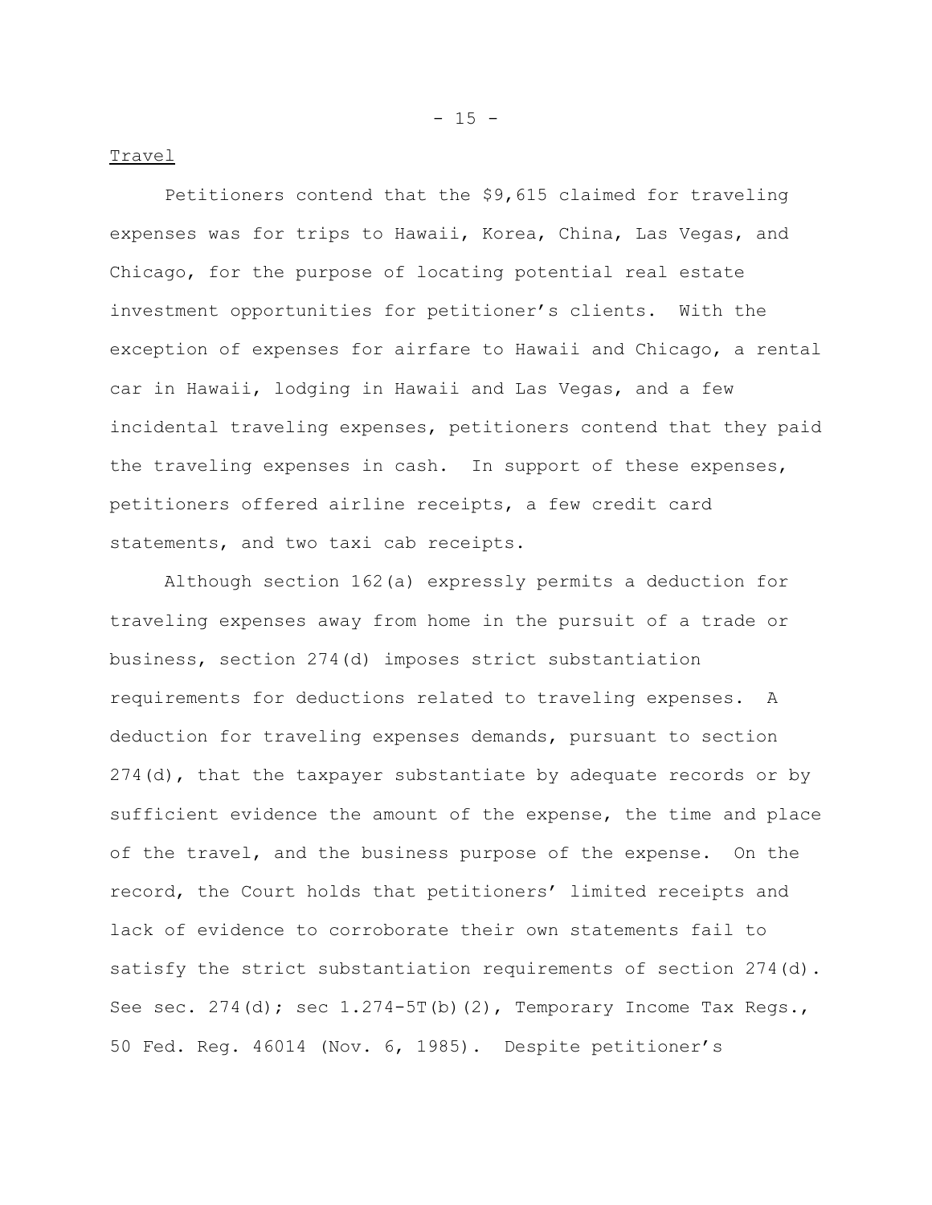<u>Travel</u>

Petitioners contend that the $9,615 claimed for traveling expenses was for trips to Hawaii, Korea, China, Las Vegas, and Chicago, for the purpose of locating potential real estate investment opportunities for petitioner's clients. With the exception of expenses for airfare to Hawaii and Chicago, a rental car in Hawaii, lodging in Hawaii and Las Vegas, and a few incidental traveling expenses, petitioners contend that they paid the traveling expenses in cash. In support of these expenses, petitioners offered airline receipts, a few credit card statements, and two taxi cab receipts.

Although section 162(a) expressly permits a deduction for traveling expenses away from home in the pursuit of a trade or business, section 274(d) imposes strict substantiation requirements for deductions related to traveling expenses. A deduction for traveling expenses demands, pursuant to section 274(d), that the taxpayer substantiate by adequate records or by sufficient evidence the amount of the expense, the time and place of the travel, and the business purpose of the expense. On the record, the Court holds that petitioners' limited receipts and lack of evidence to corroborate their own statements fail to satisfy the strict substantiation requirements of section 274(d). See sec. 274(d); sec 1.274-5T(b)(2), Temporary Income Tax Regs., 50 Fed. Reg. 46014 (Nov. 6, 1985). Despite petitioner's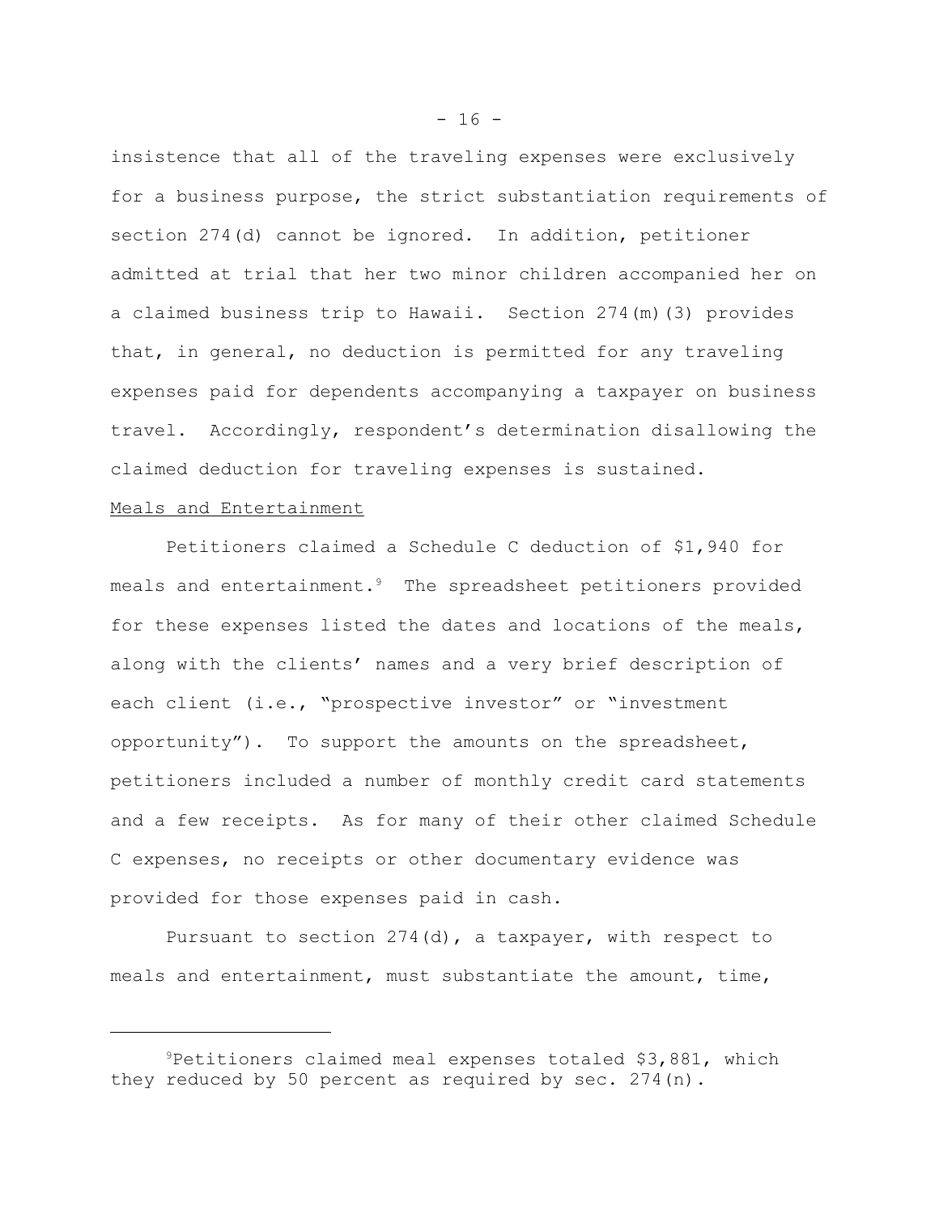insistence that all of the traveling expenses were exclusively for a business purpose, the strict substantiation requirements of section 274(d) cannot be ignored. In addition, petitioner admitted at trial that her two minor children accompanied her on a claimed business trip to Hawaii. Section 274(m)(3) provides that, in general, no deduction is permitted for any traveling expenses paid for dependents accompanying a taxpayer on business travel. Accordingly, respondent's determination disallowing the claimed deduction for traveling expenses is sustained.

Meals and Entertainment

Petitioners claimed a Schedule C deduction of $1,940 for meals and entertainment.[9] The spreadsheet petitioners provided for these expenses listed the dates and locations of the meals, along with the clients' names and a very brief description of each client (i.e., "prospective investor" or "investment opportunity"). To support the amounts on the spreadsheet, petitioners included a number of monthly credit card statements and a few receipts. As for many of their other claimed Schedule C expenses, no receipts or other documentary evidence was provided for those expenses paid in cash.

Pursuant to section 274(d), a taxpayer, with respect to meals and entertainment, must substantiate the amount, time,

---

[9]Petitioners claimed meal expenses totaled $3,881, which they reduced by 50 percent as required by sec. 274(n).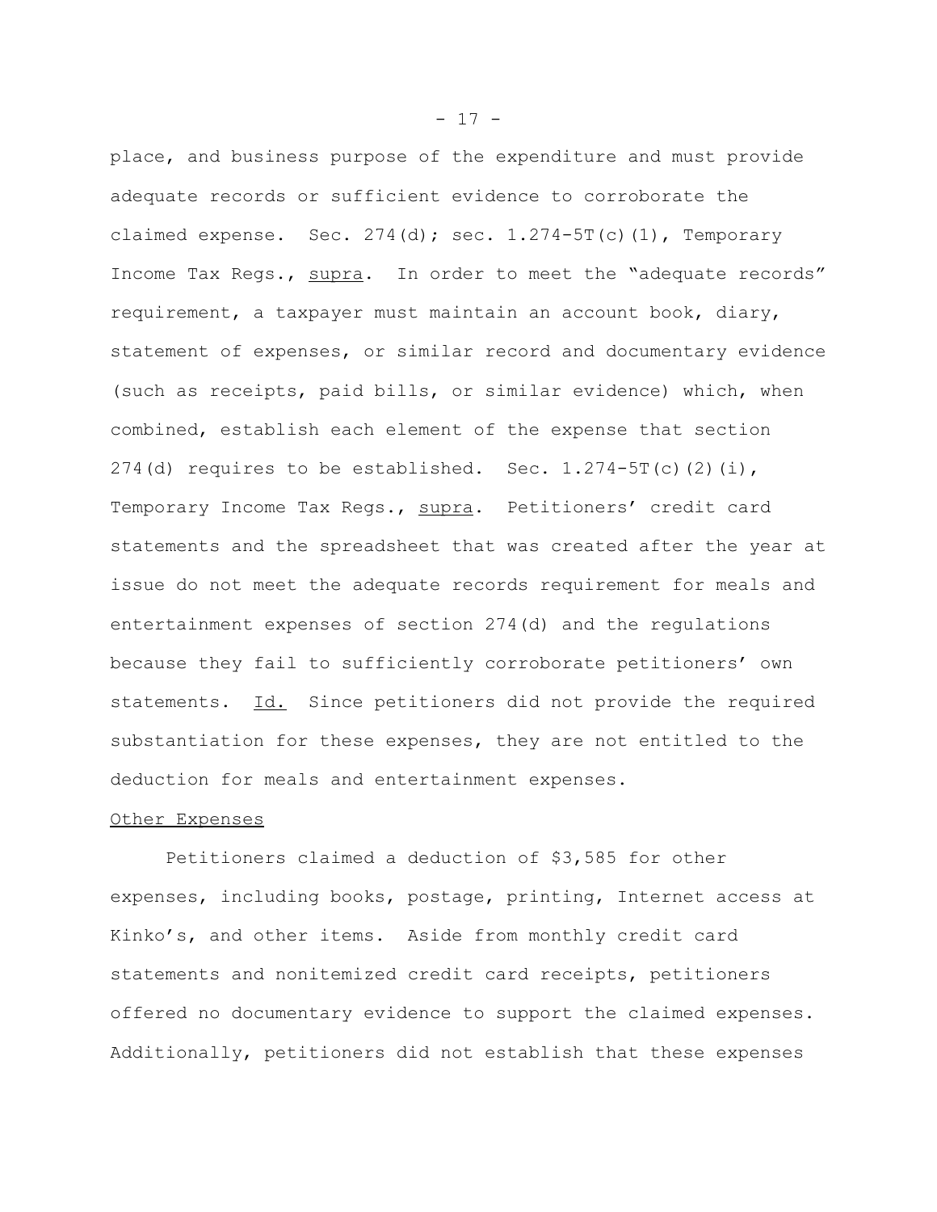place, and business purpose of the expenditure and must provide adequate records or sufficient evidence to corroborate the claimed expense. Sec. 274(d); sec. 1.274-5T(c)(1), Temporary Income Tax Regs., supra. In order to meet the "adequate records" requirement, a taxpayer must maintain an account book, diary, statement of expenses, or similar record and documentary evidence (such as receipts, paid bills, or similar evidence) which, when combined, establish each element of the expense that section 274(d) requires to be established. Sec. 1.274-5T(c)(2)(i), Temporary Income Tax Regs., supra. Petitioners' credit card statements and the spreadsheet that was created after the year at issue do not meet the adequate records requirement for meals and entertainment expenses of section 274(d) and the regulations because they fail to sufficiently corroborate petitioners' own statements. Id. Since petitioners did not provide the required substantiation for these expenses, they are not entitled to the deduction for meals and entertainment expenses.

Other Expenses

Petitioners claimed a deduction of $3,585 for other expenses, including books, postage, printing, Internet access at Kinko's, and other items. Aside from monthly credit card statements and nonitemized credit card receipts, petitioners offered no documentary evidence to support the claimed expenses. Additionally, petitioners did not establish that these expenses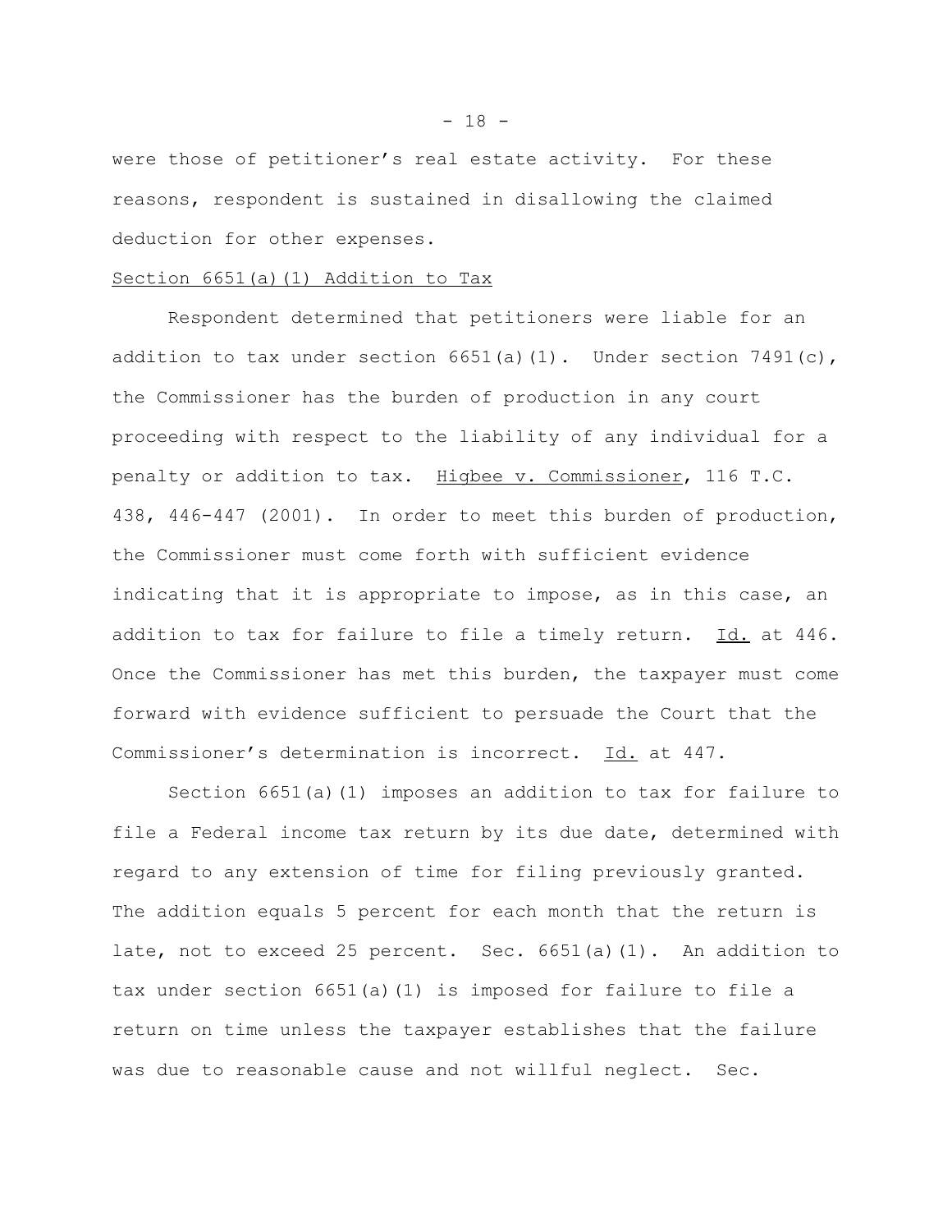were those of petitioner's real estate activity. For these reasons, respondent is sustained in disallowing the claimed deduction for other expenses.

Section 6651(a)(1) Addition to Tax

Respondent determined that petitioners were liable for an addition to tax under section 6651(a)(1). Under section 7491(c), the Commissioner has the burden of production in any court proceeding with respect to the liability of any individual for a penalty or addition to tax. Higbee v. Commissioner, 116 T.C. 438, 446-447 (2001). In order to meet this burden of production, the Commissioner must come forth with sufficient evidence indicating that it is appropriate to impose, as in this case, an addition to tax for failure to file a timely return. Id. at 446. Once the Commissioner has met this burden, the taxpayer must come forward with evidence sufficient to persuade the Court that the Commissioner's determination is incorrect. Id. at 447.

Section 6651(a)(1) imposes an addition to tax for failure to file a Federal income tax return by its due date, determined with regard to any extension of time for filing previously granted. The addition equals 5 percent for each month that the return is late, not to exceed 25 percent. Sec. 6651(a)(1). An addition to tax under section 6651(a)(1) is imposed for failure to file a return on time unless the taxpayer establishes that the failure was due to reasonable cause and not willful neglect. Sec.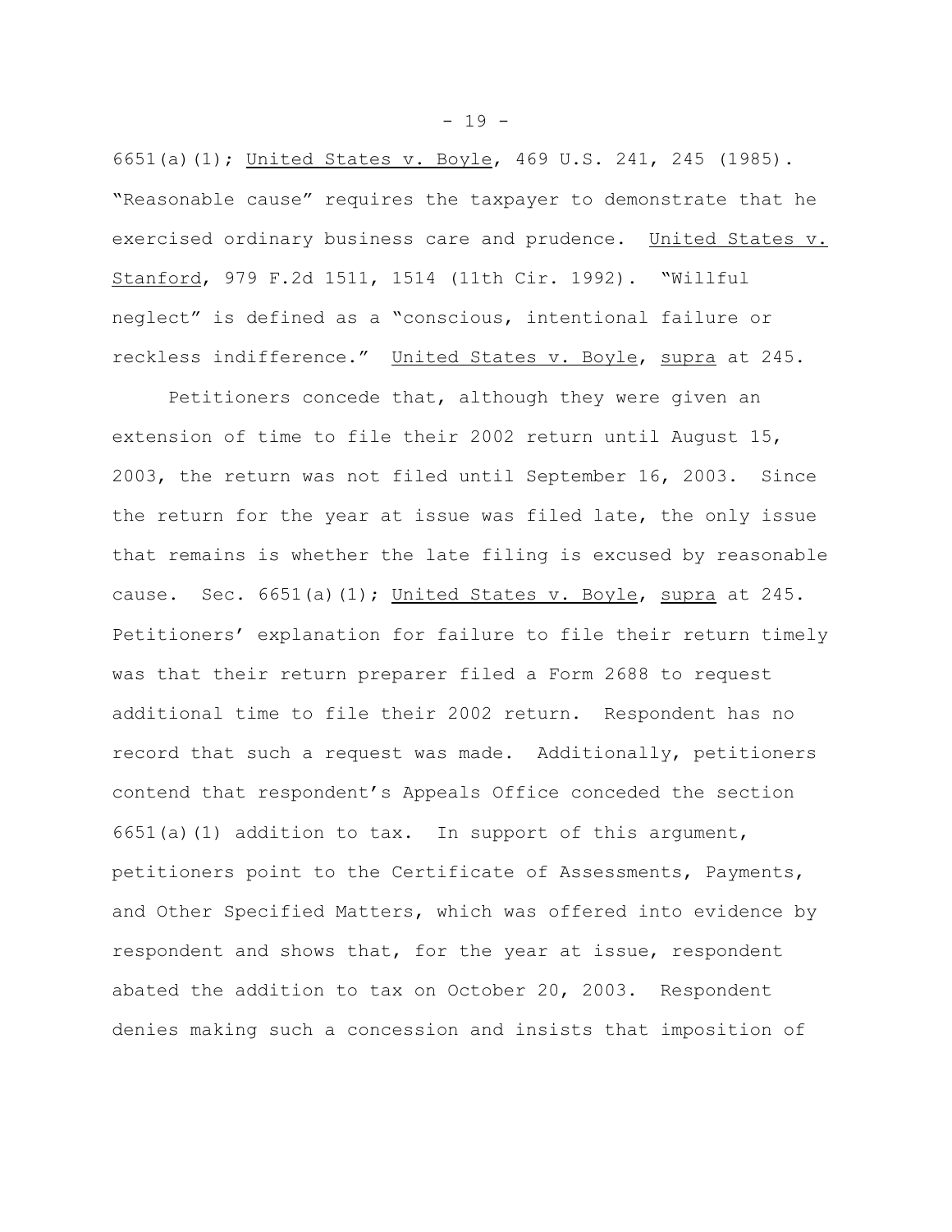6651(a)(1); United States v. Boyle, 469 U.S. 241, 245 (1985). "Reasonable cause" requires the taxpayer to demonstrate that he exercised ordinary business care and prudence. United States v. Stanford, 979 F.2d 1511, 1514 (11th Cir. 1992). "Willful neglect" is defined as a "conscious, intentional failure or reckless indifference." United States v. Boyle, supra at 245.

Petitioners concede that, although they were given an extension of time to file their 2002 return until August 15, 2003, the return was not filed until September 16, 2003. Since the return for the year at issue was filed late, the only issue that remains is whether the late filing is excused by reasonable cause. Sec. 6651(a)(1); United States v. Boyle, supra at 245. Petitioners' explanation for failure to file their return timely was that their return preparer filed a Form 2688 to request additional time to file their 2002 return. Respondent has no record that such a request was made. Additionally, petitioners contend that respondent's Appeals Office conceded the section 6651(a)(1) addition to tax. In support of this argument, petitioners point to the Certificate of Assessments, Payments, and Other Specified Matters, which was offered into evidence by respondent and shows that, for the year at issue, respondent abated the addition to tax on October 20, 2003. Respondent denies making such a concession and insists that imposition of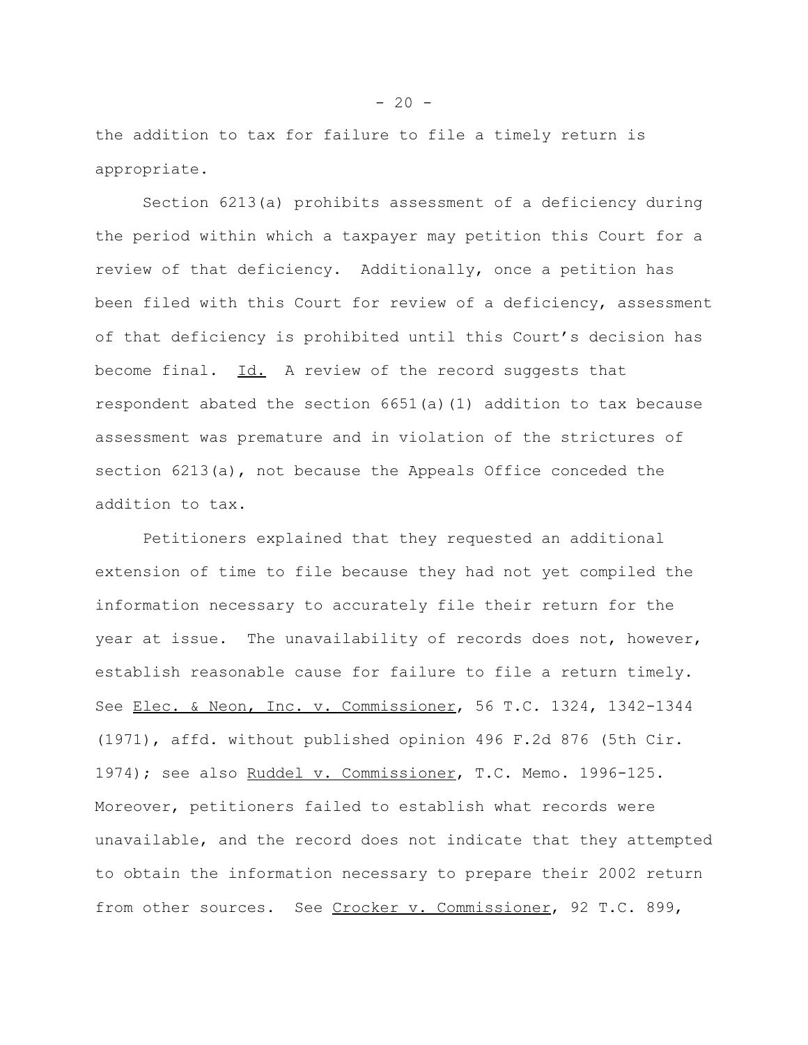the addition to tax for failure to file a timely return is appropriate.

Section 6213(a) prohibits assessment of a deficiency during the period within which a taxpayer may petition this Court for a review of that deficiency. Additionally, once a petition has been filed with this Court for review of a deficiency, assessment of that deficiency is prohibited until this Court's decision has become final. Id. A review of the record suggests that respondent abated the section 6651(a)(1) addition to tax because assessment was premature and in violation of the strictures of section 6213(a), not because the Appeals Office conceded the addition to tax.

Petitioners explained that they requested an additional extension of time to file because they had not yet compiled the information necessary to accurately file their return for the year at issue. The unavailability of records does not, however, establish reasonable cause for failure to file a return timely. See Elec. & Neon, Inc. v. Commissioner, 56 T.C. 1324, 1342-1344 (1971), affd. without published opinion 496 F.2d 876 (5th Cir. 1974); see also Ruddel v. Commissioner, T.C. Memo. 1996-125. Moreover, petitioners failed to establish what records were unavailable, and the record does not indicate that they attempted to obtain the information necessary to prepare their 2002 return from other sources. See Crocker v. Commissioner, 92 T.C. 899,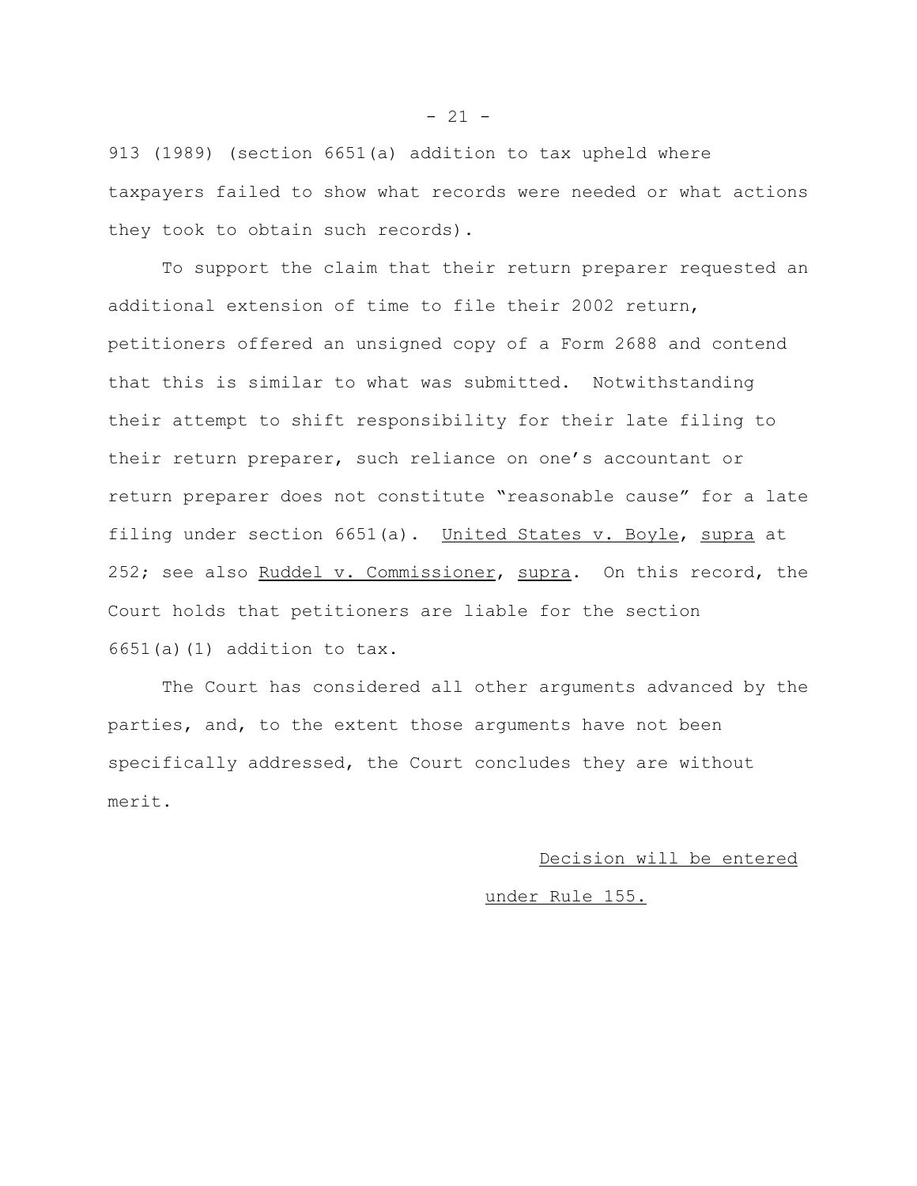913 (1989) (section 6651(a) addition to tax upheld where taxpayers failed to show what records were needed or what actions they took to obtain such records).

To support the claim that their return preparer requested an additional extension of time to file their 2002 return, petitioners offered an unsigned copy of a Form 2688 and contend that this is similar to what was submitted. Notwithstanding their attempt to shift responsibility for their late filing to their return preparer, such reliance on one's accountant or return preparer does not constitute "reasonable cause" for a late filing under section 6651(a). United States v. Boyle, supra at 252; see also Ruddel v. Commissioner, supra. On this record, the Court holds that petitioners are liable for the section 6651(a)(1) addition to tax.

The Court has considered all other arguments advanced by the parties, and, to the extent those arguments have not been specifically addressed, the Court concludes they are without merit.

Decision will be entered under Rule 155.